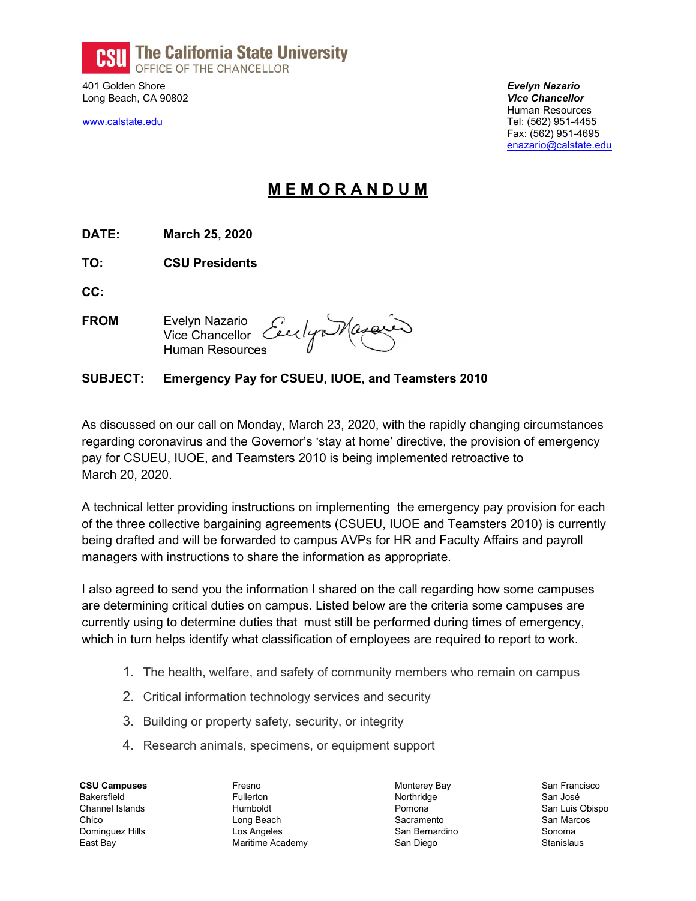**The California State University**
OFFICE OF THE CHANCELLOR

401 Golden Shore
Long Beach, CA 90802

www.calstate.edu

***Evelyn Nazario***
***Vice Chancellor***
Human Resources
Tel: (562) 951-4455
Fax: (562) 951-4695
enazario@calstate.edu

# MEMORANDUM

**DATE:** **March 25, 2020**

**TO:** **CSU Presidents**

**CC:**

**FROM** Evelyn Nazario
Vice Chancellor
Human Resources

**SUBJECT:** **Emergency Pay for CSUEU, IUOE, and Teamsters 2010**

---

As discussed on our call on Monday, March 23, 2020, with the rapidly changing circumstances regarding coronavirus and the Governor's 'stay at home' directive, the provision of emergency pay for CSUEU, IUOE, and Teamsters 2010 is being implemented retroactive to March 20, 2020.

A technical letter providing instructions on implementing the emergency pay provision for each of the three collective bargaining agreements (CSUEU, IUOE and Teamsters 2010) is currently being drafted and will be forwarded to campus AVPs for HR and Faculty Affairs and payroll managers with instructions to share the information as appropriate.

I also agreed to send you the information I shared on the call regarding how some campuses are determining critical duties on campus. Listed below are the criteria some campuses are currently using to determine duties that must still be performed during times of emergency, which in turn helps identify what classification of employees are required to report to work.

1. The health, welfare, and safety of community members who remain on campus
2. Critical information technology services and security
3. Building or property safety, security, or integrity
4. Research animals, specimens, or equipment support

**CSU Campuses**
Bakersfield
Channel Islands
Chico
Dominguez Hills
East Bay
Fresno
Fullerton
Humboldt
Long Beach
Los Angeles
Maritime Academy
Monterey Bay
Northridge
Pomona
Sacramento
San Bernardino
San Diego
San Francisco
San José
San Luis Obispo
San Marcos
Sonoma
Stanislaus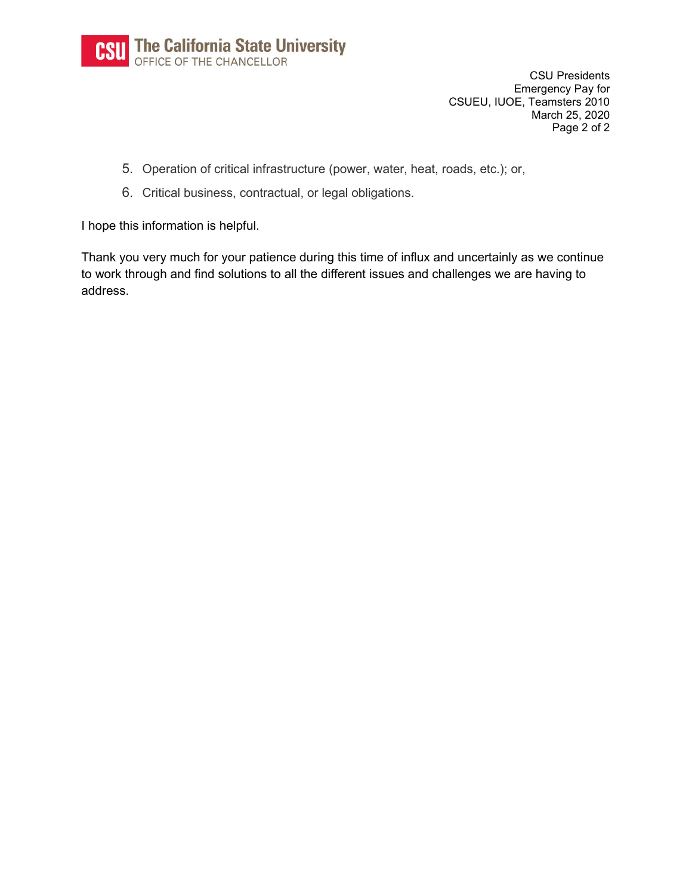5. Operation of critical infrastructure (power, water, heat, roads, etc.); or,
6. Critical business, contractual, or legal obligations.

I hope this information is helpful.

Thank you very much for your patience during this time of influx and uncertainly as we continue to work through and find solutions to all the different issues and challenges we are having to address.